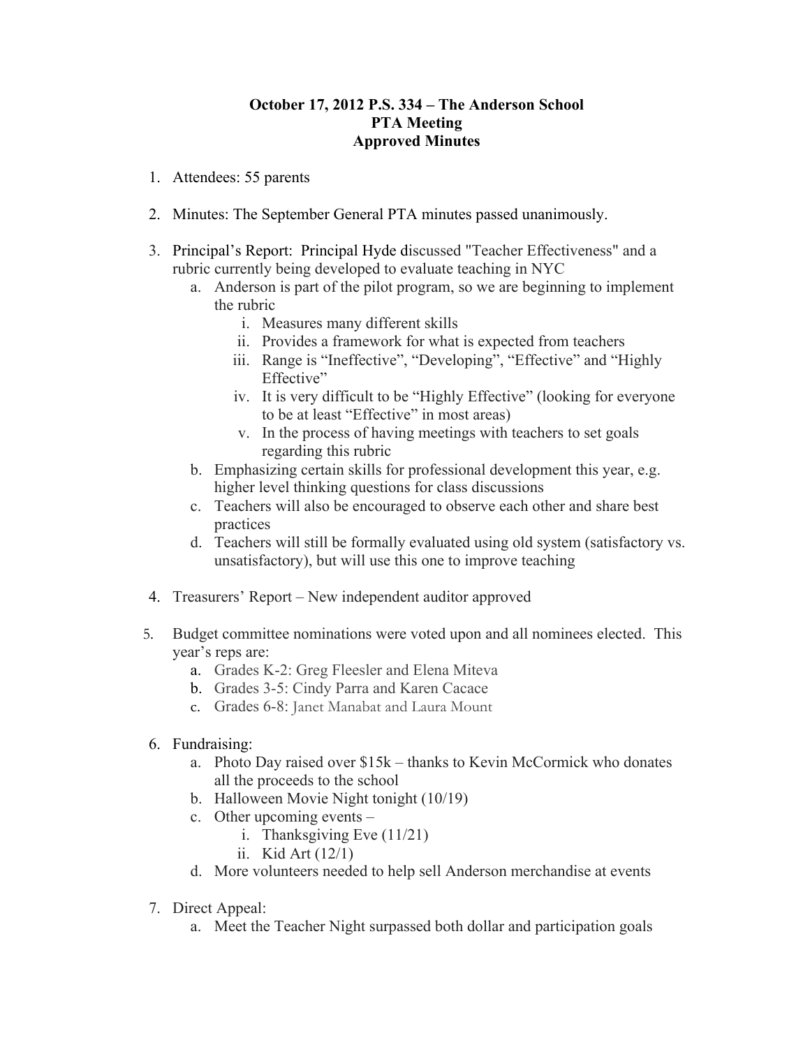**October 17, 2012 P.S. 334 – The Anderson School**
**PTA Meeting**
**Approved Minutes**

1. Attendees: 55 parents

2. Minutes: The September General PTA minutes passed unanimously.

3. Principal's Report: Principal Hyde discussed "Teacher Effectiveness" and a rubric currently being developed to evaluate teaching in NYC
   a. Anderson is part of the pilot program, so we are beginning to implement the rubric
      i. Measures many different skills
      ii. Provides a framework for what is expected from teachers
      iii. Range is "Ineffective", "Developing", "Effective" and "Highly Effective"
      iv. It is very difficult to be "Highly Effective" (looking for everyone to be at least "Effective" in most areas)
      v. In the process of having meetings with teachers to set goals regarding this rubric
   b. Emphasizing certain skills for professional development this year, e.g. higher level thinking questions for class discussions
   c. Teachers will also be encouraged to observe each other and share best practices
   d. Teachers will still be formally evaluated using old system (satisfactory vs. unsatisfactory), but will use this one to improve teaching

4. Treasurers' Report – New independent auditor approved

5. Budget committee nominations were voted upon and all nominees elected. This year's reps are:
   a. Grades K-2: Greg Fleesler and Elena Miteva
   b. Grades 3-5: Cindy Parra and Karen Cacace
   c. Grades 6-8: Janet Manabat and Laura Mount

6. Fundraising:
   a. Photo Day raised over $15k – thanks to Kevin McCormick who donates all the proceeds to the school
   b. Halloween Movie Night tonight (10/19)
   c. Other upcoming events –
      i. Thanksgiving Eve (11/21)
      ii. Kid Art (12/1)
   d. More volunteers needed to help sell Anderson merchandise at events

7. Direct Appeal:
   a. Meet the Teacher Night surpassed both dollar and participation goals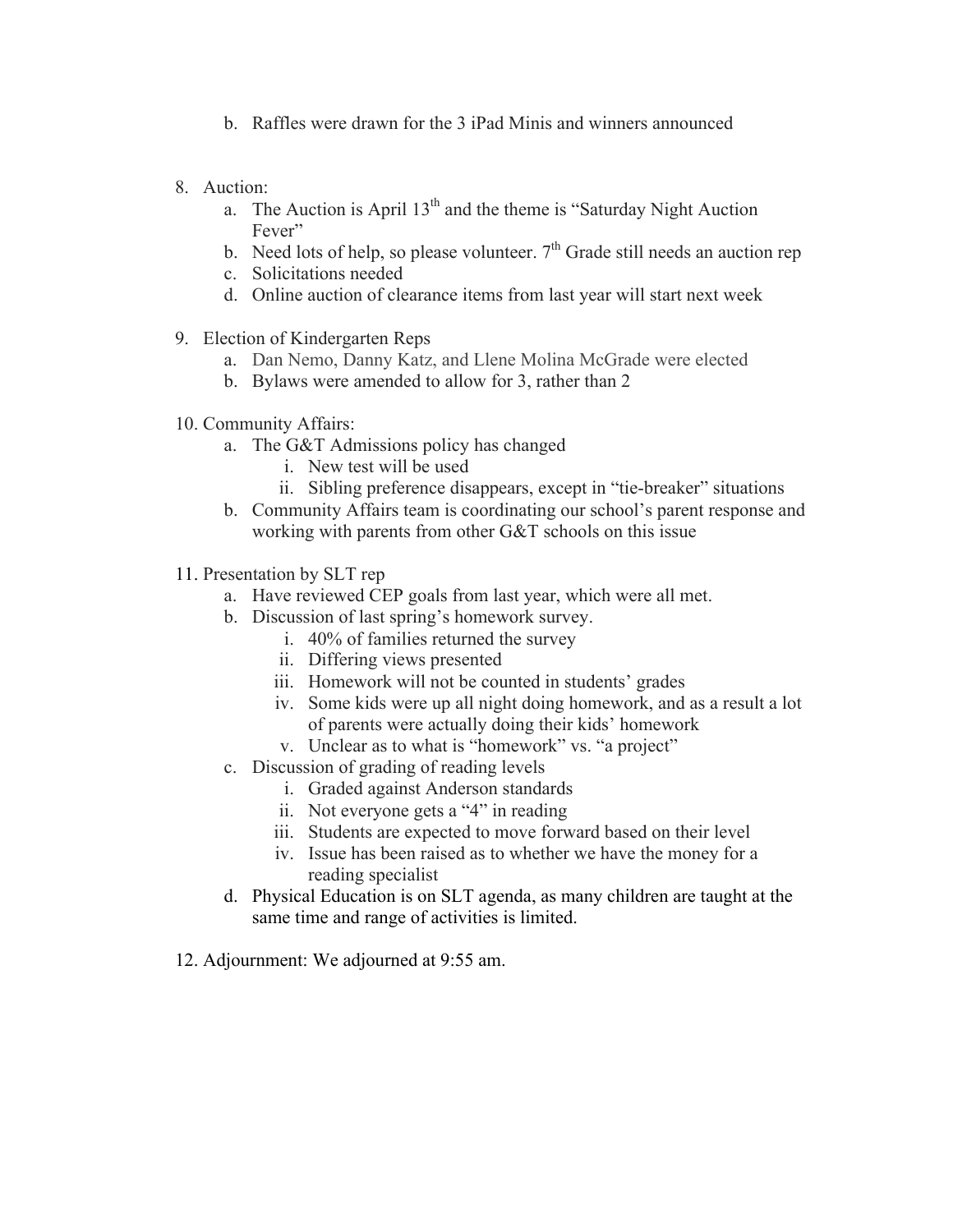b. Raffles were drawn for the 3 iPad Minis and winners announced

8. Auction:
    a. The Auction is April 13th and the theme is "Saturday Night Auction Fever"
    b. Need lots of help, so please volunteer. 7th Grade still needs an auction rep
    c. Solicitations needed
    d. Online auction of clearance items from last year will start next week

9. Election of Kindergarten Reps
    a. Dan Nemo, Danny Katz, and Llene Molina McGrade were elected
    b. Bylaws were amended to allow for 3, rather than 2

10. Community Affairs:
    a. The G&T Admissions policy has changed
        i. New test will be used
        ii. Sibling preference disappears, except in "tie-breaker" situations
    b. Community Affairs team is coordinating our school's parent response and working with parents from other G&T schools on this issue

11. Presentation by SLT rep
    a. Have reviewed CEP goals from last year, which were all met.
    b. Discussion of last spring's homework survey.
        i. 40% of families returned the survey
        ii. Differing views presented
        iii. Homework will not be counted in students' grades
        iv. Some kids were up all night doing homework, and as a result a lot of parents were actually doing their kids' homework
        v. Unclear as to what is "homework" vs. "a project"
    c. Discussion of grading of reading levels
        i. Graded against Anderson standards
        ii. Not everyone gets a "4" in reading
        iii. Students are expected to move forward based on their level
        iv. Issue has been raised as to whether we have the money for a reading specialist
    d. Physical Education is on SLT agenda, as many children are taught at the same time and range of activities is limited.

12. Adjournment: We adjourned at 9:55 am.